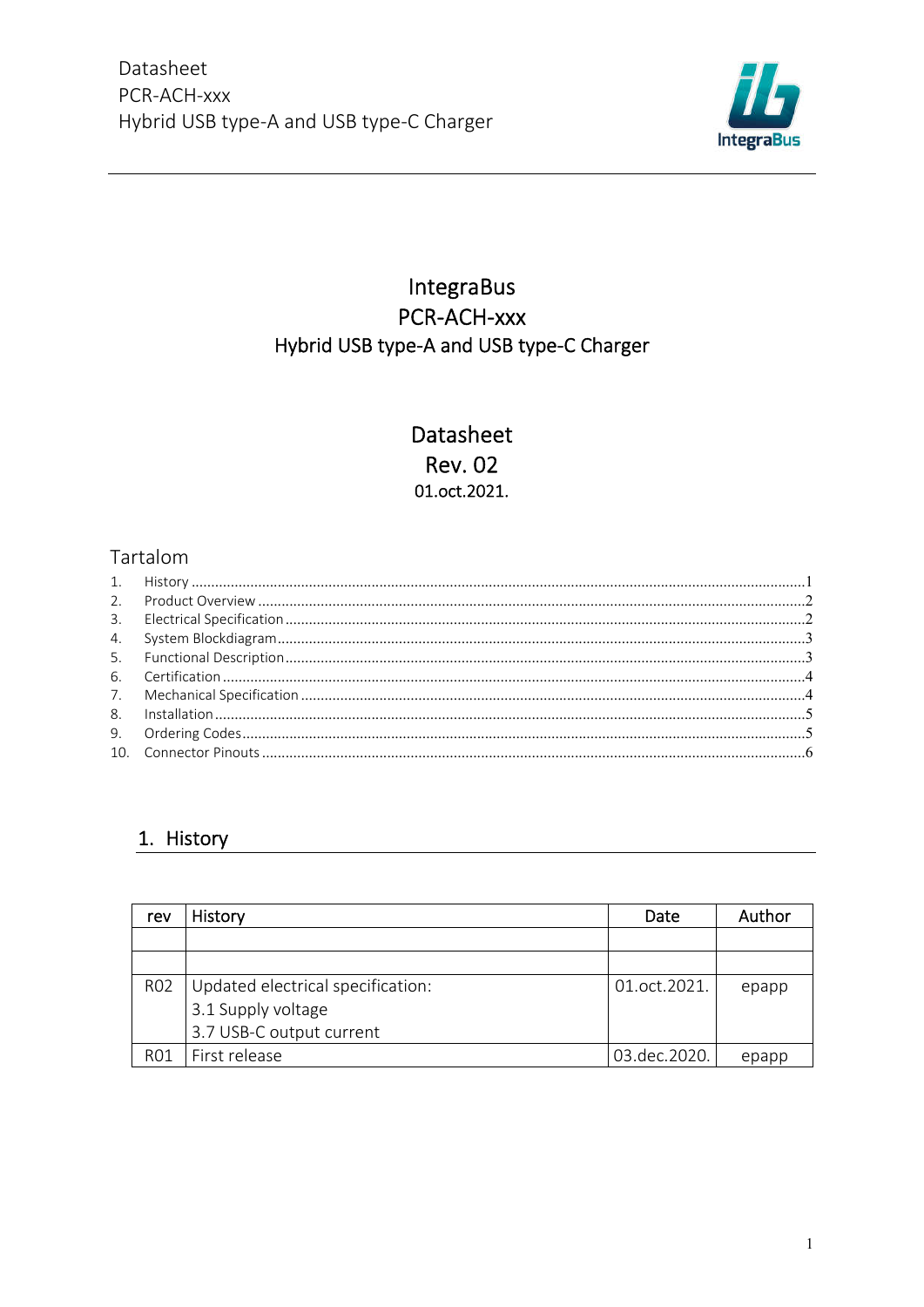# IntegraBus
# PCR-ACH-xxx
# Hybrid USB type-A and USB type-C Charger

## Datasheet
## Rev. 02
01.oct.2021.

Tartalom

1. History ....................................................................................................1
2. Product Overview ....................................................................................2
3. Electrical Specification ...........................................................................2
4. System Blockdiagram .............................................................................3
5. Functional Description ............................................................................3
6. Certification ............................................................................................4
7. Mechanical Specification ........................................................................4
8. Installation ..............................................................................................5
9. Ordering Codes .......................................................................................5
10. Connector Pinouts ..................................................................................6

## 1. History

| rev | History | Date | Author |
|---|---|---|---|
| | | | |
| | | | |
| R02 | Updated electrical specification:<br>3.1 Supply voltage<br>3.7 USB-C output current | 01.oct.2021. | epapp |
| R01 | First release | 03.dec.2020. | epapp |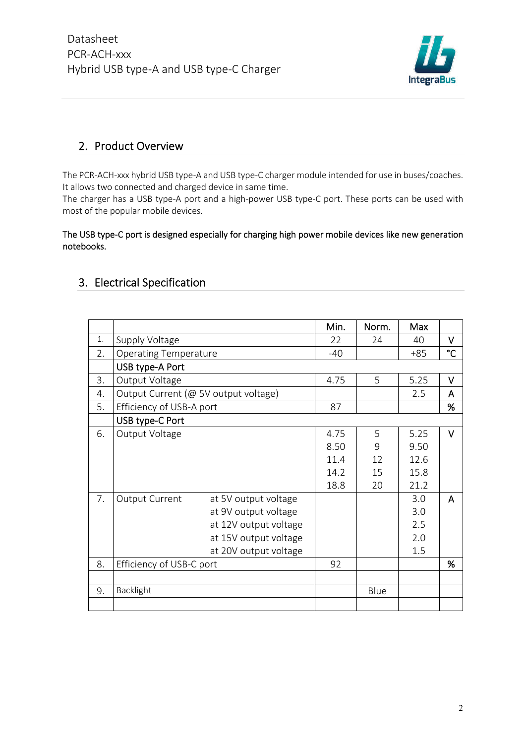## 2. Product Overview

The PCR-ACH-xxx hybrid USB type-A and USB type-C charger module intended for use in buses/coaches. It allows two connected and charged device in same time.
The charger has a USB type-A port and a high-power USB type-C port. These ports can be used with most of the popular mobile devices.

The USB type-C port is designed especially for charging high power mobile devices like new generation notebooks.

## 3. Electrical Specification

| | | | Min. | Norm. | Max | |
|---|---|---|---|---|---|---|
| 1. | Supply Voltage | | 22 | 24 | 40 | V |
| 2. | Operating Temperature | | -40 | | +85 | °C |
| | **USB type-A Port** | | | | | |
| 3. | Output Voltage | | 4.75 | 5 | 5.25 | V |
| 4. | Output Current (@ 5V output voltage) | | | | 2.5 | A |
| 5. | Efficiency of USB-A port | | 87 | | | % |
| | **USB type-C Port** | | | | | |
| 6. | Output Voltage | | 4.75<br>8.50<br>11.4<br>14.2<br>18.8 | 5<br>9<br>12<br>15<br>20 | 5.25<br>9.50<br>12.6<br>15.8<br>21.2 | V |
| 7. | Output Current | at 5V output voltage<br>at 9V output voltage<br>at 12V output voltage<br>at 15V output voltage<br>at 20V output voltage | | | 3.0<br>3.0<br>2.5<br>2.0<br>1.5 | A |
| 8. | Efficiency of USB-C port | | 92 | | | % |
| | | | | | | |
| 9. | Backlight | | | Blue | | |
| | | | | | | |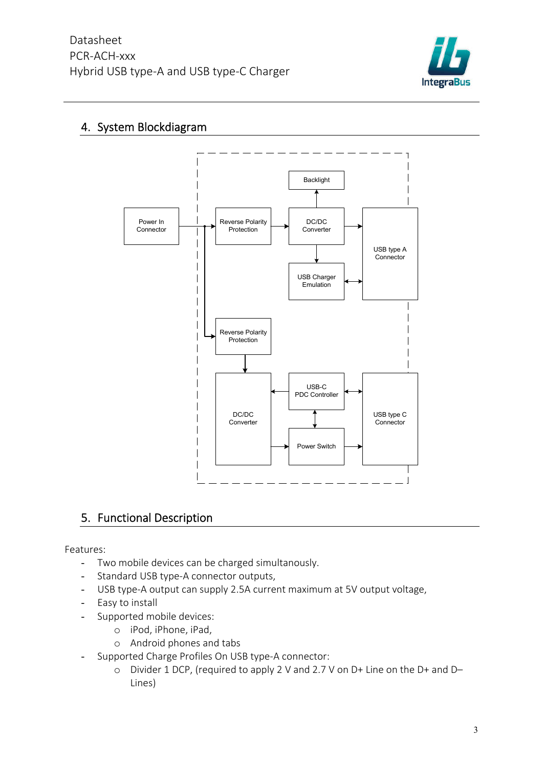## 4. System Blockdiagram

Power In Connector

Reverse Polarity Protection

Backlight

DC/DC Converter

USB type A Connector

USB Charger Emulation

Reverse Polarity Protection

DC/DC Converter

USB-C PDC Controller

USB type C Connector

Power Switch

## 5. Functional Description

Features:

- Two mobile devices can be charged simultanously.
- Standard USB type-A connector outputs,
- USB type-A output can supply 2.5A current maximum at 5V output voltage,
- Easy to install
- Supported mobile devices:
  - iPod, iPhone, iPad,
  - Android phones and tabs
- Supported Charge Profiles On USB type-A connector:
  - Divider 1 DCP, (required to apply 2 V and 2.7 V on D+ Line on the D+ and D– Lines)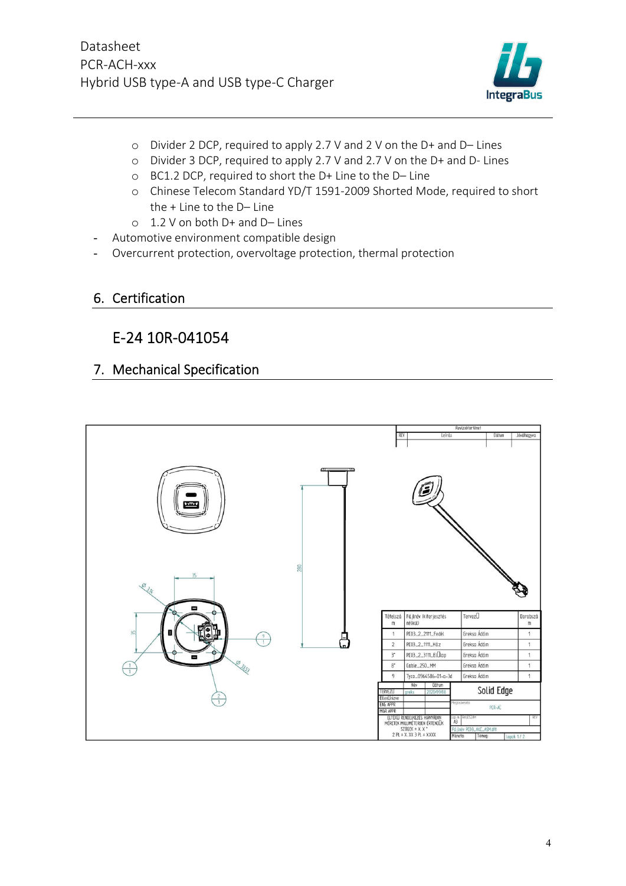- Divider 2 DCP, required to apply 2.7 V and 2 V on the D+ and D– Lines
  - Divider 3 DCP, required to apply 2.7 V and 2.7 V on the D+ and D- Lines
  - BC1.2 DCP, required to short the D+ Line to the D– Line
  - Chinese Telecom Standard YD/T 1591-2009 Shorted Mode, required to short the + Line to the D– Line
  - 1.2 V on both D+ and D– Lines
- Automotive environment compatible design
- Overcurrent protection, overvoltage protection, thermal protection

## 6. Certification

### E-24 10R-041054

## 7. Mechanical Specification

| Tételszám | Fájlnév kiterjesztés nélkül | Tervező | Darabszám |
|---|---|---|---|
| 1 | PC03_2_2111_Fedél | Greksa Ádám | 1 |
| 2 | PC03_2_1111_Ház | Greksa Ádám | 1 |
| 3 | PC03_2_3111_Előlap | Greksa Ádám | 1 |
| 8 | Cable_250_MM | Greksa Ádám | 1 |
| 9 | Tyco_0964586-01-a-3d | Greksa Ádám | 1 |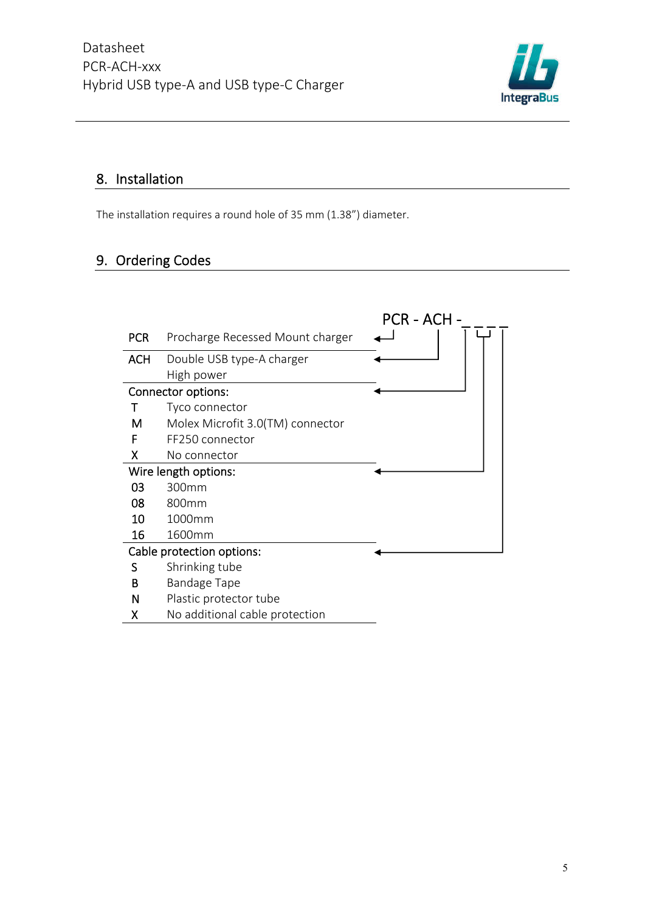## 8. Installation

The installation requires a round hole of 35 mm (1.38") diameter.

## 9. Ordering Codes

PCR - ACH - _ _ _ _

| Code | Description |
|---|---|
| PCR | Procharge Recessed Mount charger |
| ACH | Double USB type-A charger<br>High power |
| **Connector options:** | |
| T | Tyco connector |
| M | Molex Microfit 3.0(TM) connector |
| F | FF250 connector |
| X | No connector |
| **Wire length options:** | |
| 03 | 300mm |
| 08 | 800mm |
| 10 | 1000mm |
| 16 | 1600mm |
| **Cable protection options:** | |
| S | Shrinking tube |
| B | Bandage Tape |
| N | Plastic protector tube |
| X | No additional cable protection |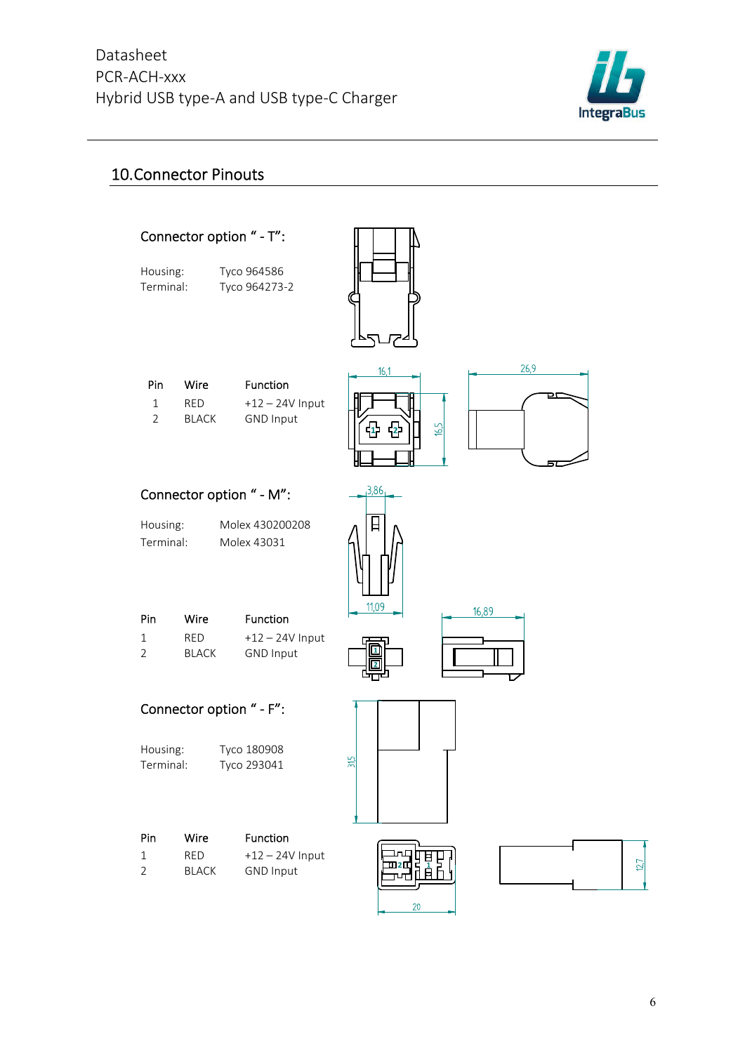## 10. Connector Pinouts

### Connector option " - T":

Housing: Tyco 964586
Terminal: Tyco 964273-2

| Pin | Wire | Function |
|---|---|---|
| 1 | RED | +12 – 24V Input |
| 2 | BLACK | GND Input |

16,1
16,5
26,9

### Connector option " - M":

Housing: Molex 430200208
Terminal: Molex 43031

| Pin | Wire | Function |
|---|---|---|
| 1 | RED | +12 – 24V Input |
| 2 | BLACK | GND Input |

3,86
11,09
16,89

### Connector option " - F":

Housing: Tyco 180908
Terminal: Tyco 293041

| Pin | Wire | Function |
|---|---|---|
| 1 | RED | +12 – 24V Input |
| 2 | BLACK | GND Input |

31,5
20
12,7